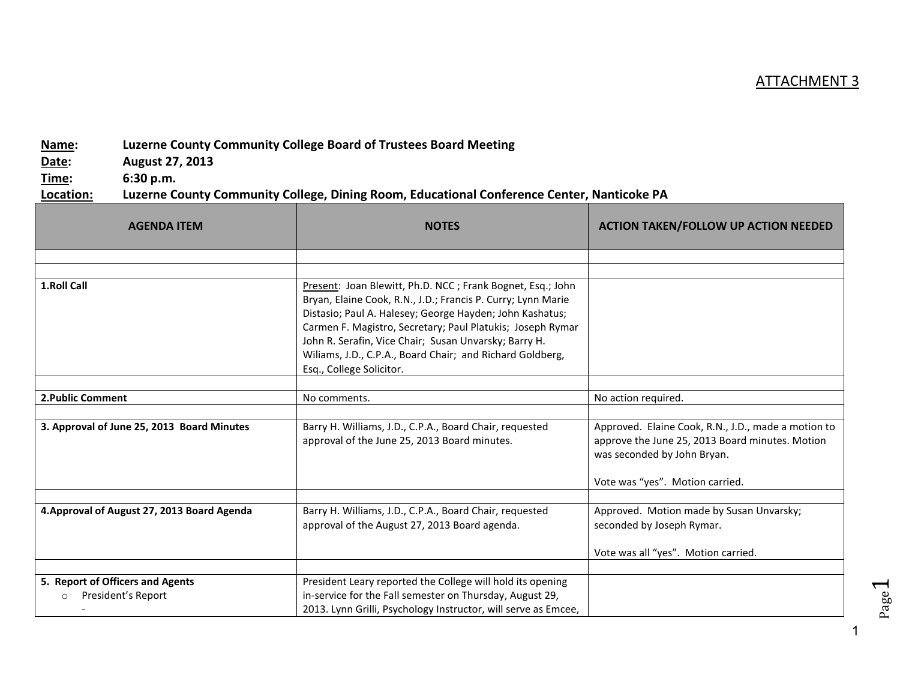ATTACHMENT 3

**Name:** **Luzerne County Community College Board of Trustees Board Meeting**
**Date:** **August 27, 2013**
**Time:** **6:30 p.m.**
**Location:** **Luzerne County Community College, Dining Room, Educational Conference Center, Nanticoke PA**

| AGENDA ITEM | NOTES | ACTION TAKEN/FOLLOW UP ACTION NEEDED |
|---|---|---|
| | | |
| | | |
| **1.Roll Call** | Present: Joan Blewitt, Ph.D. NCC ; Frank Bognet, Esq.; John Bryan, Elaine Cook, R.N., J.D.; Francis P. Curry; Lynn Marie Distasio; Paul A. Halesey; George Hayden; John Kashatus; Carmen F. Magistro, Secretary; Paul Platukis; Joseph Rymar John R. Serafin, Vice Chair; Susan Unvarsky; Barry H. Wiliams, J.D., C.P.A., Board Chair; and Richard Goldberg, Esq., College Solicitor. | |
| | | |
| **2.Public Comment** | No comments. | No action required. |
| | | |
| **3. Approval of June 25, 2013 Board Minutes** | Barry H. Williams, J.D., C.P.A., Board Chair, requested approval of the June 25, 2013 Board minutes. | Approved. Elaine Cook, R.N., J.D., made a motion to approve the June 25, 2013 Board minutes. Motion was seconded by John Bryan.<br><br>Vote was "yes". Motion carried. |
| | | |
| **4.Approval of August 27, 2013 Board Agenda** | Barry H. Williams, J.D., C.P.A., Board Chair, requested approval of the August 27, 2013 Board agenda. | Approved. Motion made by Susan Unvarsky; seconded by Joseph Rymar.<br><br>Vote was all "yes". Motion carried. |
| | | |
| **5. Report of Officers and Agents**<br>○ President's Report<br>- | President Leary reported the College will hold its opening in-service for the Fall semester on Thursday, August 29, 2013. Lynn Grilli, Psychology Instructor, will serve as Emcee, | |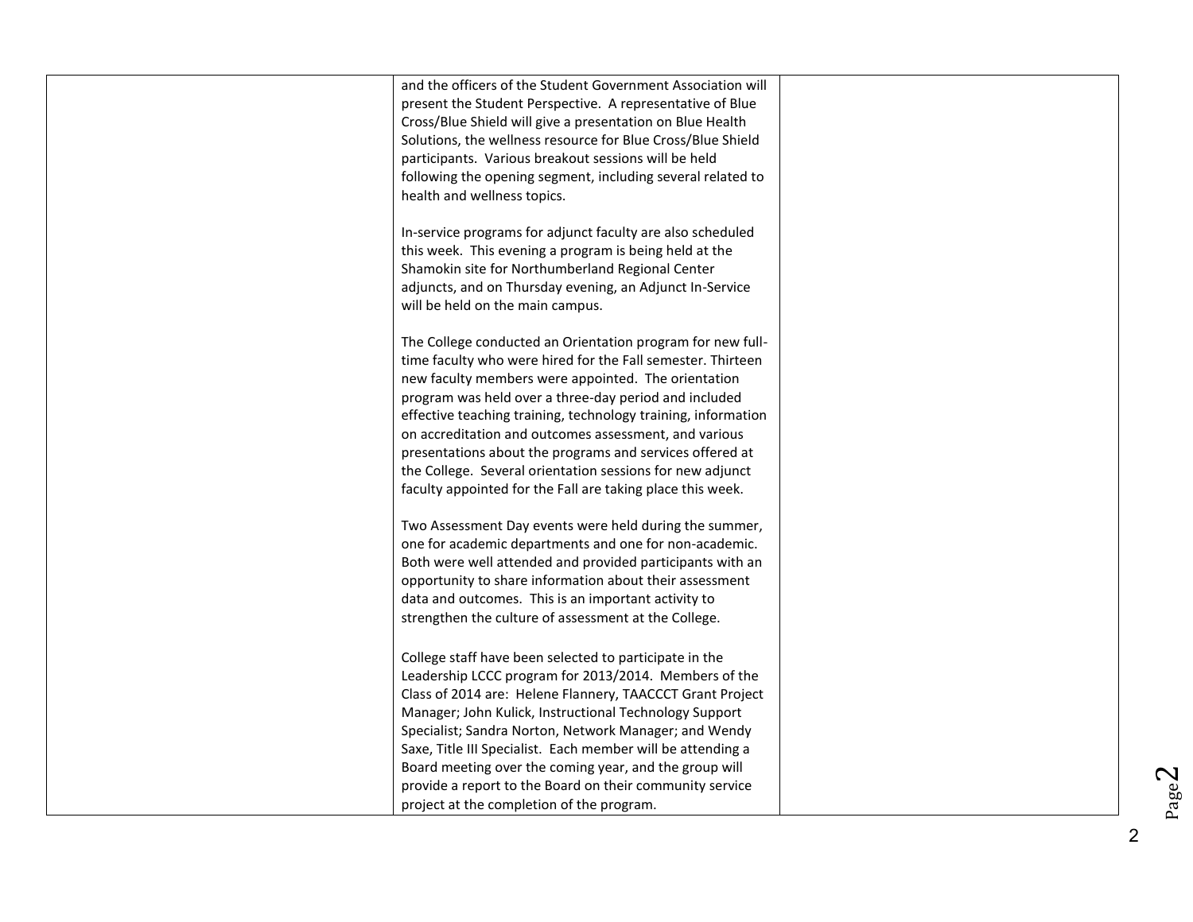| | | |
|---|---|---|
| | and the officers of the Student Government Association will present the Student Perspective. A representative of Blue Cross/Blue Shield will give a presentation on Blue Health Solutions, the wellness resource for Blue Cross/Blue Shield participants. Various breakout sessions will be held following the opening segment, including several related to health and wellness topics.<br><br>In-service programs for adjunct faculty are also scheduled this week. This evening a program is being held at the Shamokin site for Northumberland Regional Center adjuncts, and on Thursday evening, an Adjunct In-Service will be held on the main campus.<br><br>The College conducted an Orientation program for new full-time faculty who were hired for the Fall semester. Thirteen new faculty members were appointed. The orientation program was held over a three-day period and included effective teaching training, technology training, information on accreditation and outcomes assessment, and various presentations about the programs and services offered at the College. Several orientation sessions for new adjunct faculty appointed for the Fall are taking place this week.<br><br>Two Assessment Day events were held during the summer, one for academic departments and one for non-academic. Both were well attended and provided participants with an opportunity to share information about their assessment data and outcomes. This is an important activity to strengthen the culture of assessment at the College.<br><br>College staff have been selected to participate in the Leadership LCCC program for 2013/2014. Members of the Class of 2014 are: Helene Flannery, TAACCCT Grant Project Manager; John Kulick, Instructional Technology Support Specialist; Sandra Norton, Network Manager; and Wendy Saxe, Title III Specialist. Each member will be attending a Board meeting over the coming year, and the group will provide a report to the Board on their community service project at the completion of the program. | |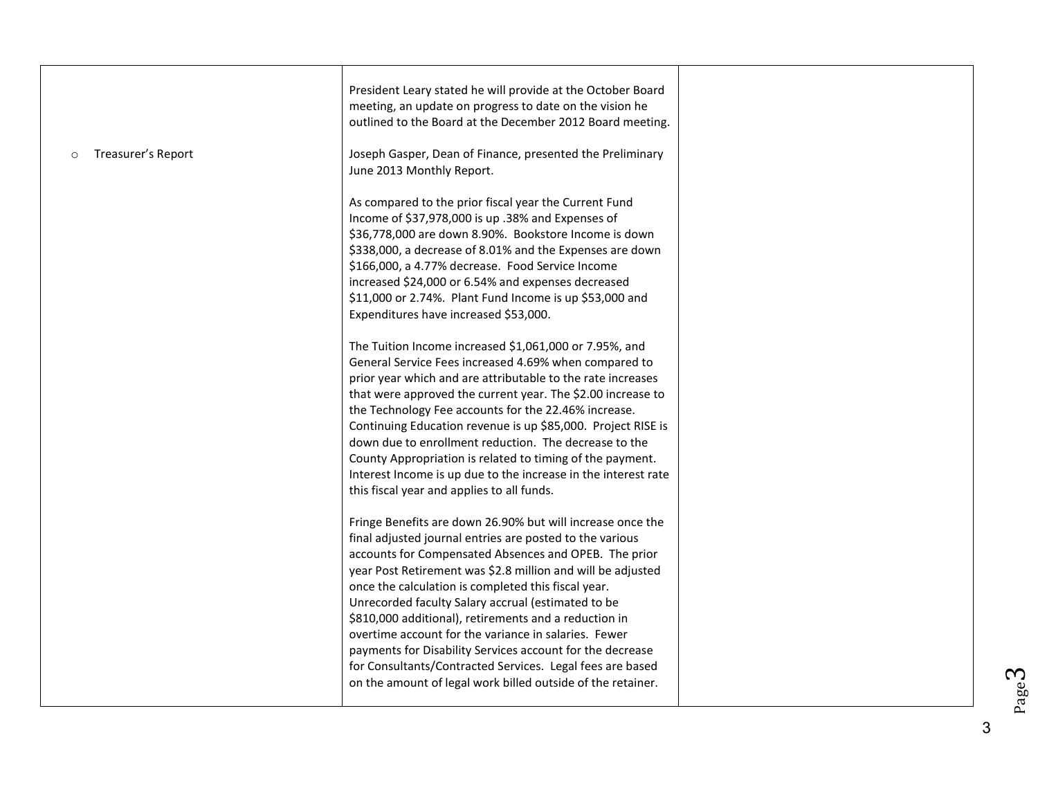|  |  |  |
|---|---|---|
|  | President Leary stated he will provide at the October Board meeting, an update on progress to date on the vision he outlined to the Board at the December 2012 Board meeting. |  |
| ○ Treasurer's Report | Joseph Gasper, Dean of Finance, presented the Preliminary June 2013 Monthly Report.<br><br>As compared to the prior fiscal year the Current Fund Income of $37,978,000 is up .38% and Expenses of $36,778,000 are down 8.90%. Bookstore Income is down $338,000, a decrease of 8.01% and the Expenses are down $166,000, a 4.77% decrease. Food Service Income increased $24,000 or 6.54% and expenses decreased $11,000 or 2.74%. Plant Fund Income is up $53,000 and Expenditures have increased $53,000.<br><br>The Tuition Income increased $1,061,000 or 7.95%, and General Service Fees increased 4.69% when compared to prior year which and are attributable to the rate increases that were approved the current year. The $2.00 increase to the Technology Fee accounts for the 22.46% increase. Continuing Education revenue is up $85,000. Project RISE is down due to enrollment reduction. The decrease to the County Appropriation is related to timing of the payment. Interest Income is up due to the increase in the interest rate this fiscal year and applies to all funds.<br><br>Fringe Benefits are down 26.90% but will increase once the final adjusted journal entries are posted to the various accounts for Compensated Absences and OPEB. The prior year Post Retirement was $2.8 million and will be adjusted once the calculation is completed this fiscal year. Unrecorded faculty Salary accrual (estimated to be $810,000 additional), retirements and a reduction in overtime account for the variance in salaries. Fewer payments for Disability Services account for the decrease for Consultants/Contracted Services. Legal fees are based on the amount of legal work billed outside of the retainer. |  |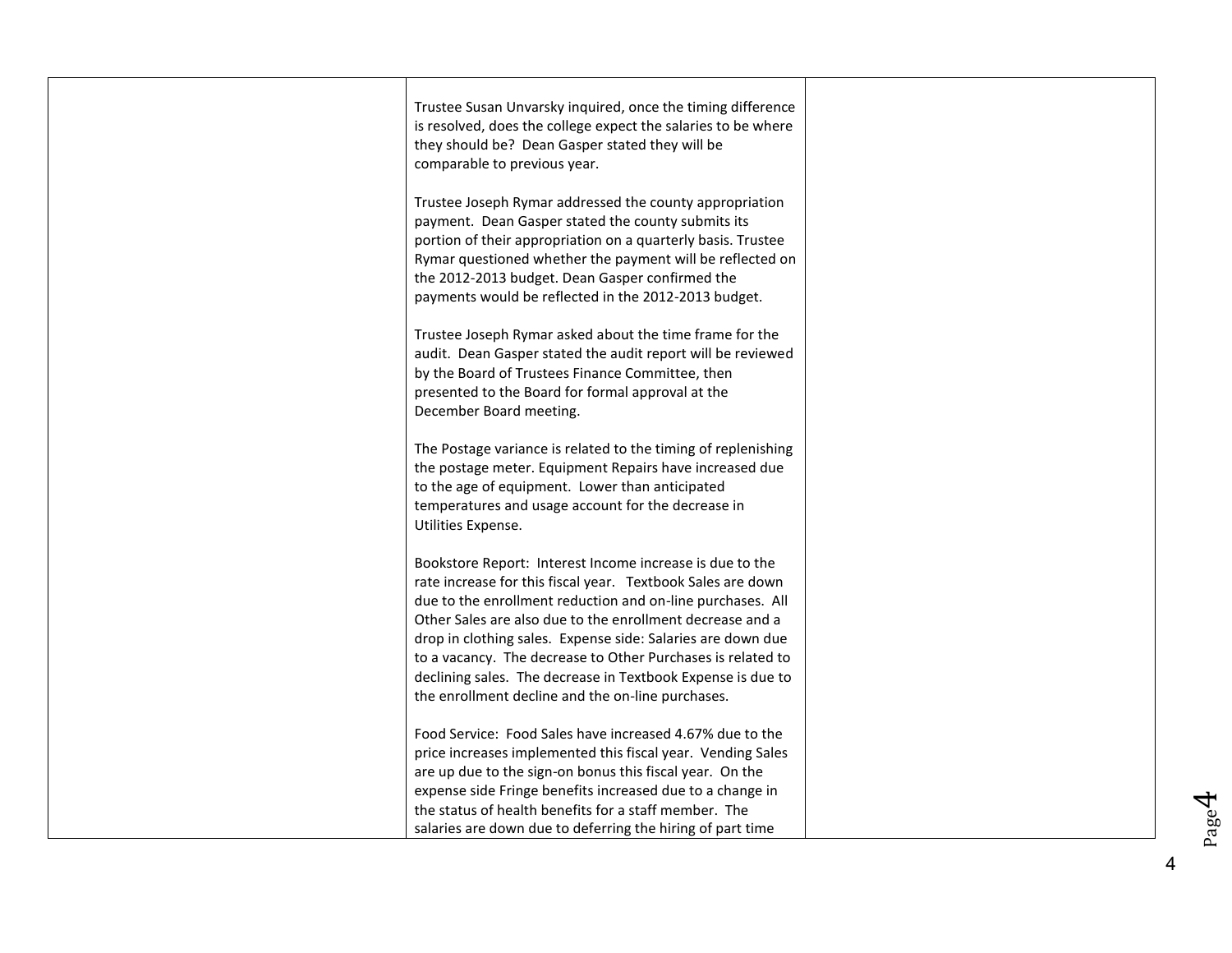| | | |
|---|---|---|
| | Trustee Susan Unvarsky inquired, once the timing difference is resolved, does the college expect the salaries to be where they should be? Dean Gasper stated they will be comparable to previous year.<br><br>Trustee Joseph Rymar addressed the county appropriation payment. Dean Gasper stated the county submits its portion of their appropriation on a quarterly basis. Trustee Rymar questioned whether the payment will be reflected on the 2012-2013 budget. Dean Gasper confirmed the payments would be reflected in the 2012-2013 budget.<br><br>Trustee Joseph Rymar asked about the time frame for the audit. Dean Gasper stated the audit report will be reviewed by the Board of Trustees Finance Committee, then presented to the Board for formal approval at the December Board meeting.<br><br>The Postage variance is related to the timing of replenishing the postage meter. Equipment Repairs have increased due to the age of equipment. Lower than anticipated temperatures and usage account for the decrease in Utilities Expense.<br><br>Bookstore Report: Interest Income increase is due to the rate increase for this fiscal year. Textbook Sales are down due to the enrollment reduction and on-line purchases. All Other Sales are also due to the enrollment decrease and a drop in clothing sales. Expense side: Salaries are down due to a vacancy. The decrease to Other Purchases is related to declining sales. The decrease in Textbook Expense is due to the enrollment decline and the on-line purchases.<br><br>Food Service: Food Sales have increased 4.67% due to the price increases implemented this fiscal year. Vending Sales are up due to the sign-on bonus this fiscal year. On the expense side Fringe benefits increased due to a change in the status of health benefits for a staff member. The salaries are down due to deferring the hiring of part time | |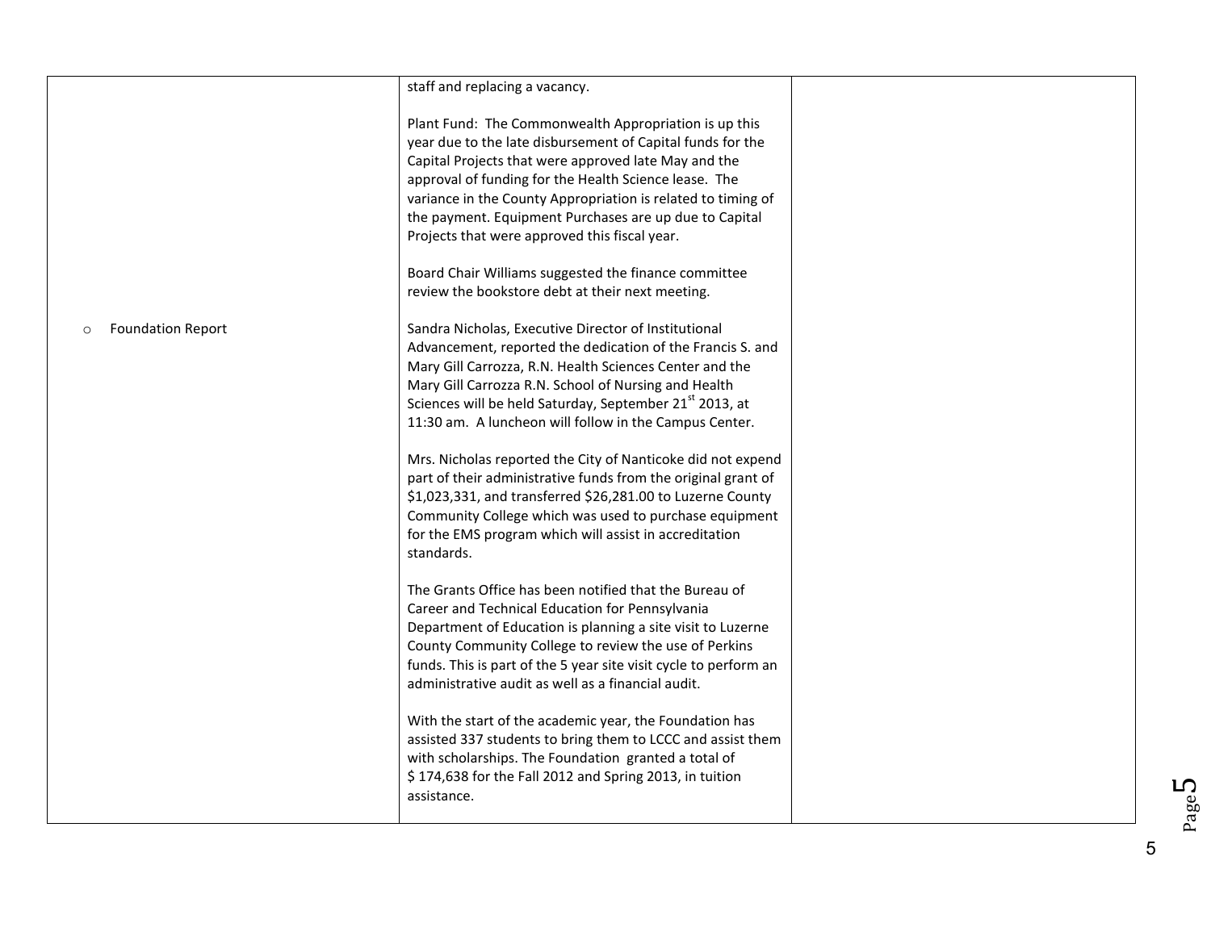| | | |
|---|---|---|
| | staff and replacing a vacancy.<br><br>Plant Fund: The Commonwealth Appropriation is up this year due to the late disbursement of Capital funds for the Capital Projects that were approved late May and the approval of funding for the Health Science lease. The variance in the County Appropriation is related to timing of the payment. Equipment Purchases are up due to Capital Projects that were approved this fiscal year.<br><br>Board Chair Williams suggested the finance committee review the bookstore debt at their next meeting. | |
| ○ Foundation Report | Sandra Nicholas, Executive Director of Institutional Advancement, reported the dedication of the Francis S. and Mary Gill Carrozza, R.N. Health Sciences Center and the Mary Gill Carrozza R.N. School of Nursing and Health Sciences will be held Saturday, September 21st 2013, at 11:30 am. A luncheon will follow in the Campus Center.<br><br>Mrs. Nicholas reported the City of Nanticoke did not expend part of their administrative funds from the original grant of $1,023,331, and transferred $26,281.00 to Luzerne County Community College which was used to purchase equipment for the EMS program which will assist in accreditation standards.<br><br>The Grants Office has been notified that the Bureau of Career and Technical Education for Pennsylvania Department of Education is planning a site visit to Luzerne County Community College to review the use of Perkins funds. This is part of the 5 year site visit cycle to perform an administrative audit as well as a financial audit.<br><br>With the start of the academic year, the Foundation has assisted 337 students to bring them to LCCC and assist them with scholarships. The Foundation granted a total of $ 174,638 for the Fall 2012 and Spring 2013, in tuition assistance. | |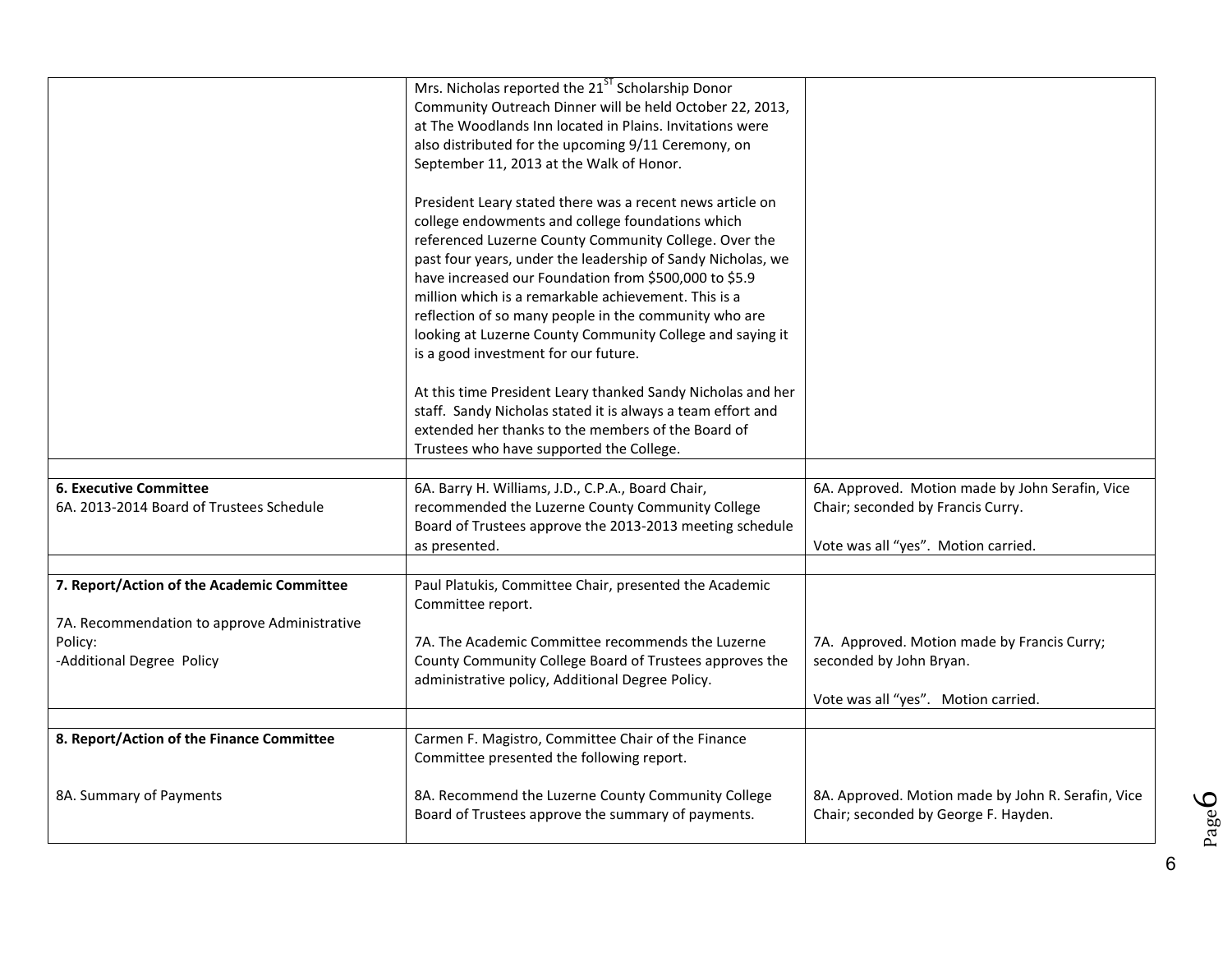| | | |
|---|---|---|
| | Mrs. Nicholas reported the 21[ST] Scholarship Donor Community Outreach Dinner will be held October 22, 2013, at The Woodlands Inn located in Plains. Invitations were also distributed for the upcoming 9/11 Ceremony, on September 11, 2013 at the Walk of Honor.<br><br>President Leary stated there was a recent news article on college endowments and college foundations which referenced Luzerne County Community College. Over the past four years, under the leadership of Sandy Nicholas, we have increased our Foundation from $500,000 to $5.9 million which is a remarkable achievement. This is a reflection of so many people in the community who are looking at Luzerne County Community College and saying it is a good investment for our future.<br><br>At this time President Leary thanked Sandy Nicholas and her staff. Sandy Nicholas stated it is always a team effort and extended her thanks to the members of the Board of Trustees who have supported the College. | |
| | | |
| **6. Executive Committee**<br>6A. 2013-2014 Board of Trustees Schedule | 6A. Barry H. Williams, J.D., C.P.A., Board Chair, recommended the Luzerne County Community College Board of Trustees approve the 2013-2013 meeting schedule as presented. | 6A. Approved. Motion made by John Serafin, Vice Chair; seconded by Francis Curry.<br><br>Vote was all "yes". Motion carried. |
| | | |
| **7. Report/Action of the Academic Committee**<br><br>7A. Recommendation to approve Administrative Policy:<br>-Additional Degree Policy | Paul Platukis, Committee Chair, presented the Academic Committee report.<br><br>7A. The Academic Committee recommends the Luzerne County Community College Board of Trustees approves the administrative policy, Additional Degree Policy. | 7A. Approved. Motion made by Francis Curry; seconded by John Bryan.<br><br>Vote was all "yes". Motion carried. |
| | | |
| **8. Report/Action of the Finance Committee**<br><br>8A. Summary of Payments | Carmen F. Magistro, Committee Chair of the Finance Committee presented the following report.<br><br>8A. Recommend the Luzerne County Community College Board of Trustees approve the summary of payments. | 8A. Approved. Motion made by John R. Serafin, Vice Chair; seconded by George F. Hayden. |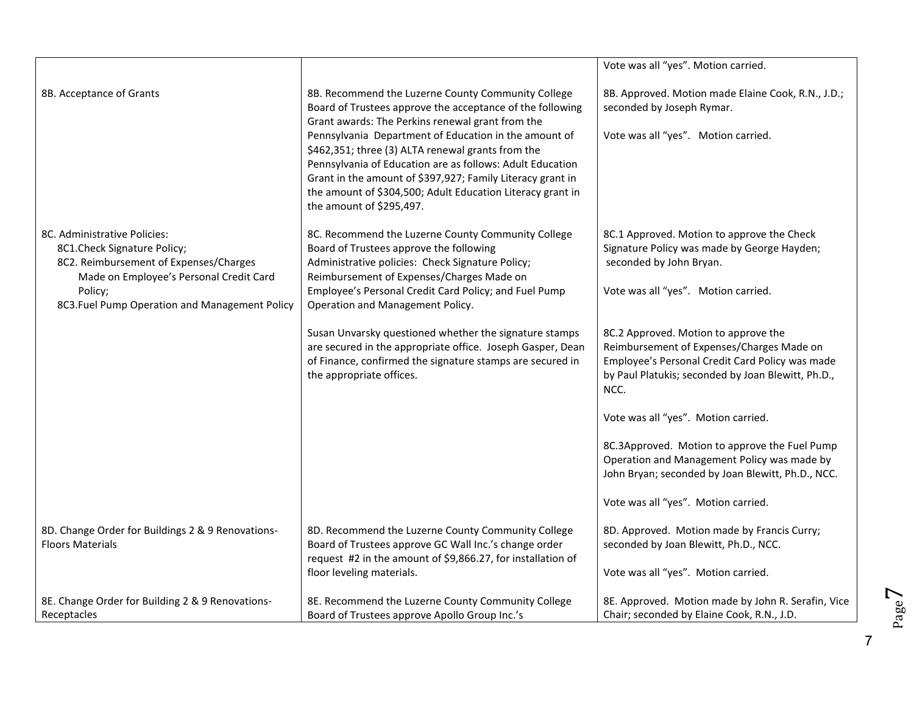| | | |
|---|---|---|
| | | Vote was all "yes". Motion carried. |
| 8B. Acceptance of Grants | 8B. Recommend the Luzerne County Community College Board of Trustees approve the acceptance of the following Grant awards: The Perkins renewal grant from the Pennsylvania Department of Education in the amount of \$462,351; three (3) ALTA renewal grants from the Pennsylvania of Education are as follows: Adult Education Grant in the amount of \$397,927; Family Literacy grant in the amount of \$304,500; Adult Education Literacy grant in the amount of \$295,497. | 8B. Approved. Motion made Elaine Cook, R.N., J.D.; seconded by Joseph Rymar.<br><br>Vote was all "yes". Motion carried. |
| 8C. Administrative Policies:<br>8C1.Check Signature Policy;<br>8C2. Reimbursement of Expenses/Charges Made on Employee's Personal Credit Card Policy;<br>8C3.Fuel Pump Operation and Management Policy | 8C. Recommend the Luzerne County Community College Board of Trustees approve the following Administrative policies: Check Signature Policy; Reimbursement of Expenses/Charges Made on Employee's Personal Credit Card Policy; and Fuel Pump Operation and Management Policy.<br><br>Susan Unvarsky questioned whether the signature stamps are secured in the appropriate office. Joseph Gasper, Dean of Finance, confirmed the signature stamps are secured in the appropriate offices. | 8C.1 Approved. Motion to approve the Check Signature Policy was made by George Hayden; seconded by John Bryan.<br><br>Vote was all "yes". Motion carried.<br><br>8C.2 Approved. Motion to approve the Reimbursement of Expenses/Charges Made on Employee's Personal Credit Card Policy was made by Paul Platukis; seconded by Joan Blewitt, Ph.D., NCC.<br><br>Vote was all "yes". Motion carried.<br><br>8C.3Approved. Motion to approve the Fuel Pump Operation and Management Policy was made by John Bryan; seconded by Joan Blewitt, Ph.D., NCC.<br><br>Vote was all "yes". Motion carried. |
| 8D. Change Order for Buildings 2 & 9 Renovations-Floors Materials | 8D. Recommend the Luzerne County Community College Board of Trustees approve GC Wall Inc.'s change order request #2 in the amount of \$9,866.27, for installation of floor leveling materials. | 8D. Approved. Motion made by Francis Curry; seconded by Joan Blewitt, Ph.D., NCC.<br><br>Vote was all "yes". Motion carried. |
| 8E. Change Order for Building 2 & 9 Renovations-Receptacles | 8E. Recommend the Luzerne County Community College Board of Trustees approve Apollo Group Inc.'s | 8E. Approved. Motion made by John R. Serafin, Vice Chair; seconded by Elaine Cook, R.N., J.D. |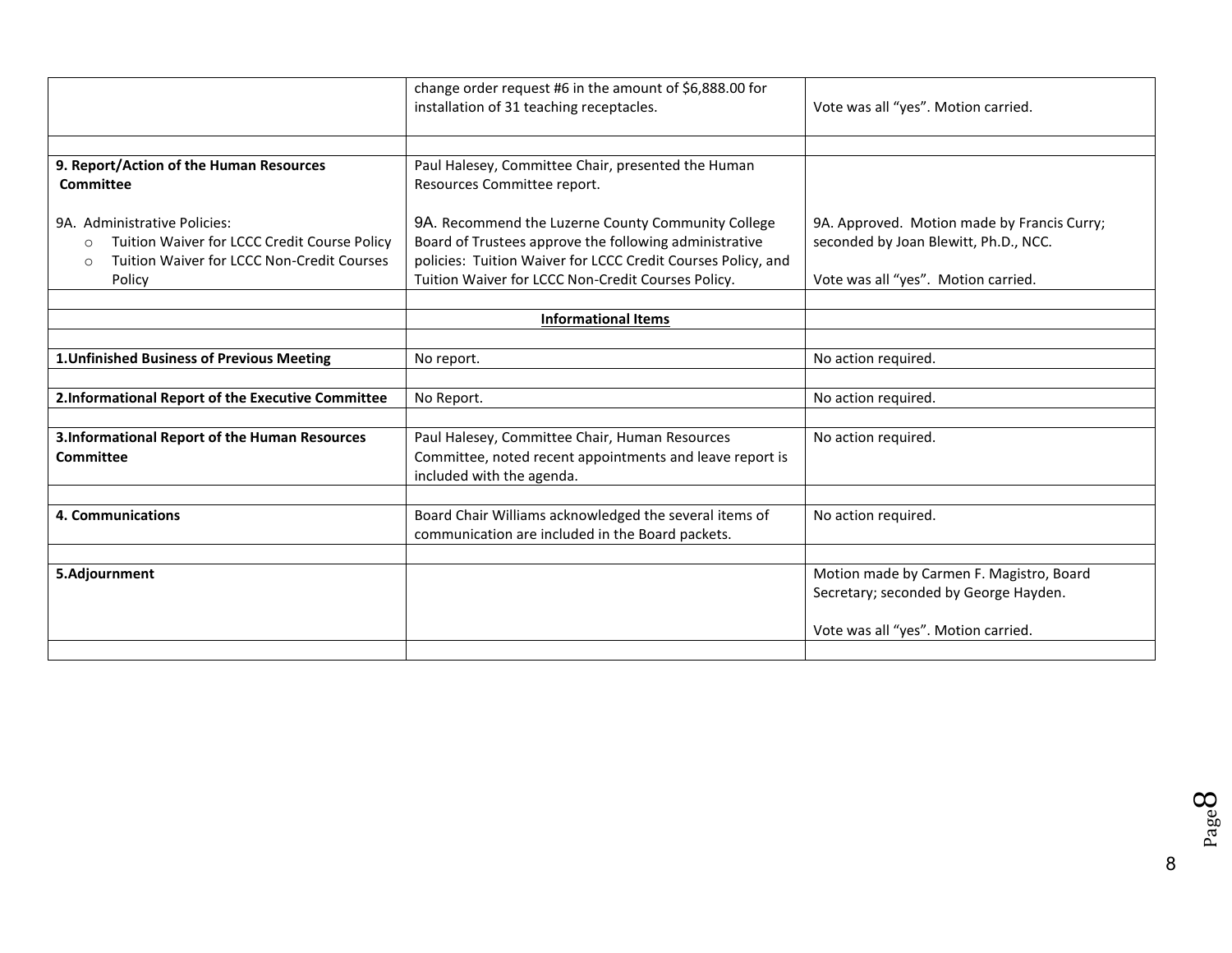| | | |
|---|---|---|
| | change order request #6 in the amount of $6,888.00 for installation of 31 teaching receptacles. | Vote was all "yes". Motion carried. |
| | | |
| **9. Report/Action of the Human Resources Committee**<br><br>9A. Administrative Policies:<br>- Tuition Waiver for LCCC Credit Course Policy<br>- Tuition Waiver for LCCC Non-Credit Courses Policy | Paul Halesey, Committee Chair, presented the Human Resources Committee report.<br><br>9A. Recommend the Luzerne County Community College Board of Trustees approve the following administrative policies: Tuition Waiver for LCCC Credit Courses Policy, and Tuition Waiver for LCCC Non-Credit Courses Policy. | <br><br>9A. Approved. Motion made by Francis Curry; seconded by Joan Blewitt, Ph.D., NCC.<br><br>Vote was all "yes". Motion carried. |
| | | |
| | **Informational Items** | |
| | | |
| **1.Unfinished Business of Previous Meeting** | No report. | No action required. |
| | | |
| **2.Informational Report of the Executive Committee** | No Report. | No action required. |
| | | |
| **3.Informational Report of the Human Resources Committee** | Paul Halesey, Committee Chair, Human Resources Committee, noted recent appointments and leave report is included with the agenda. | No action required. |
| | | |
| **4. Communications** | Board Chair Williams acknowledged the several items of communication are included in the Board packets. | No action required. |
| | | |
| **5.Adjournment** | | Motion made by Carmen F. Magistro, Board Secretary; seconded by George Hayden.<br><br>Vote was all "yes". Motion carried. |
| | | |